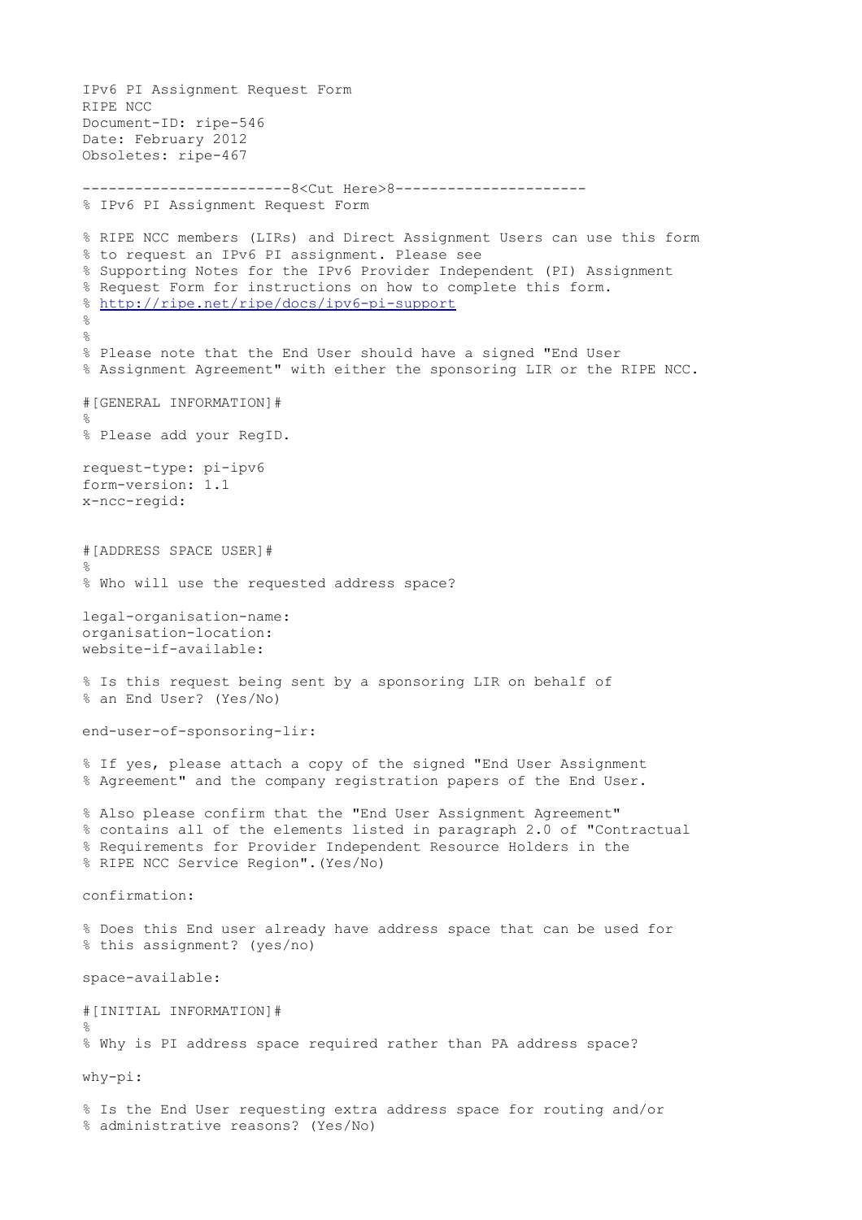IPv6 PI Assignment Request Form
RIPE NCC
Document-ID: ripe-546
Date: February 2012
Obsoletes: ripe-467

```
------------------------8<Cut Here>8----------------------
% IPv6 PI Assignment Request Form

% RIPE NCC members (LIRs) and Direct Assignment Users can use this form
% to request an IPv6 PI assignment. Please see
% Supporting Notes for the IPv6 Provider Independent (PI) Assignment
% Request Form for instructions on how to complete this form.
% http://ripe.net/ripe/docs/ipv6-pi-support
%
%
% Please note that the End User should have a signed "End User
% Assignment Agreement" with either the sponsoring LIR or the RIPE NCC.

#[GENERAL INFORMATION]#
%
% Please add your RegID.

request-type: pi-ipv6
form-version: 1.1
x-ncc-regid:


#[ADDRESS SPACE USER]#
%
% Who will use the requested address space?

legal-organisation-name:
organisation-location:
website-if-available:

% Is this request being sent by a sponsoring LIR on behalf of
% an End User? (Yes/No)

end-user-of-sponsoring-lir:

% If yes, please attach a copy of the signed "End User Assignment
% Agreement" and the company registration papers of the End User.

% Also please confirm that the "End User Assignment Agreement"
% contains all of the elements listed in paragraph 2.0 of "Contractual
% Requirements for Provider Independent Resource Holders in the
% RIPE NCC Service Region".(Yes/No)

confirmation:

% Does this End user already have address space that can be used for
% this assignment? (yes/no)

space-available:

#[INITIAL INFORMATION]#
%
% Why is PI address space required rather than PA address space?

why-pi:

% Is the End User requesting extra address space for routing and/or
% administrative reasons? (Yes/No)
```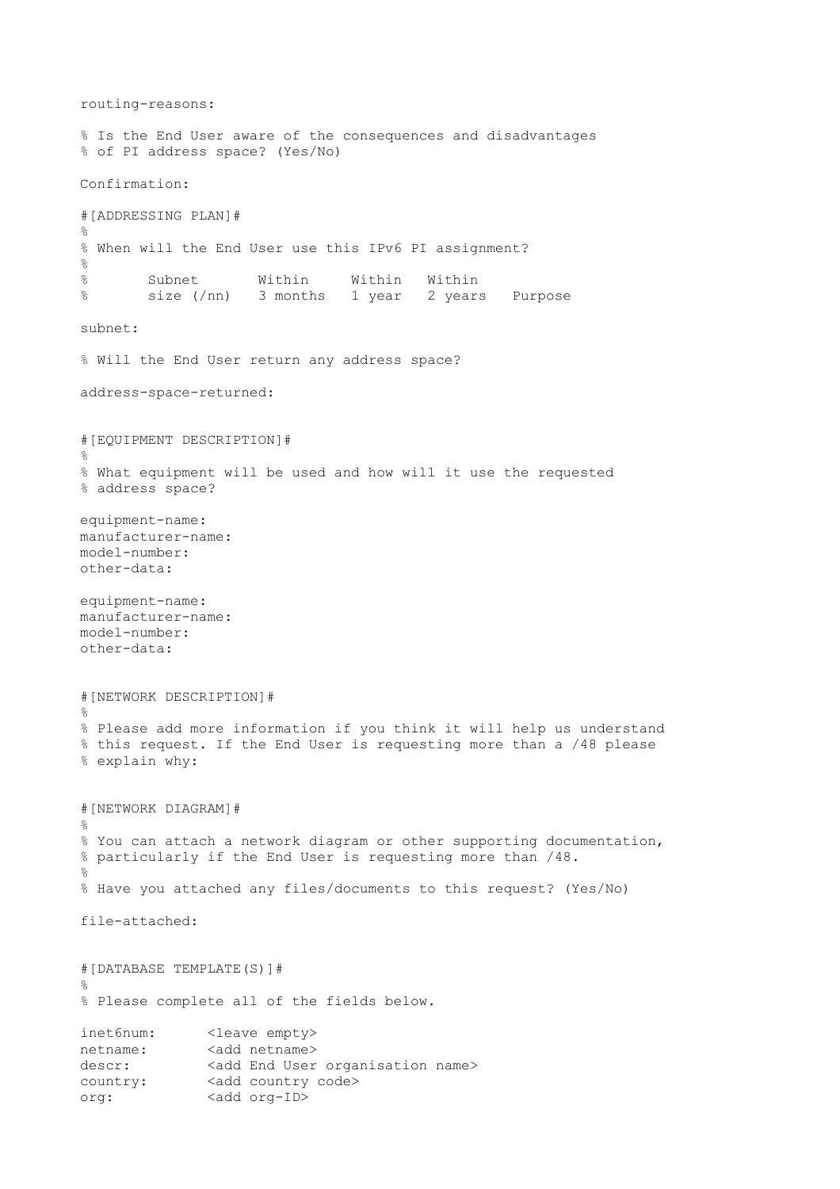```
routing-reasons:

% Is the End User aware of the consequences and disadvantages
% of PI address space? (Yes/No)

Confirmation:

#[ADDRESSING PLAN]#
%
% When will the End User use this IPv6 PI assignment?
%
%       Subnet       Within     Within   Within
%       size (/nn)   3 months   1 year   2 years   Purpose

subnet:

% Will the End User return any address space?

address-space-returned:


#[EQUIPMENT DESCRIPTION]#
%
% What equipment will be used and how will it use the requested
% address space?

equipment-name:
manufacturer-name:
model-number:
other-data:

equipment-name:
manufacturer-name:
model-number:
other-data:


#[NETWORK DESCRIPTION]#
%
% Please add more information if you think it will help us understand
% this request. If the End User is requesting more than a /48 please
% explain why:


#[NETWORK DIAGRAM]#
%
% You can attach a network diagram or other supporting documentation,
% particularly if the End User is requesting more than /48.
%
% Have you attached any files/documents to this request? (Yes/No)

file-attached:


#[DATABASE TEMPLATE(S)]#
%
% Please complete all of the fields below.

inet6num:      <leave empty>
netname:       <add netname>
descr:         <add End User organisation name>
country:       <add country code>
org:           <add org-ID>
```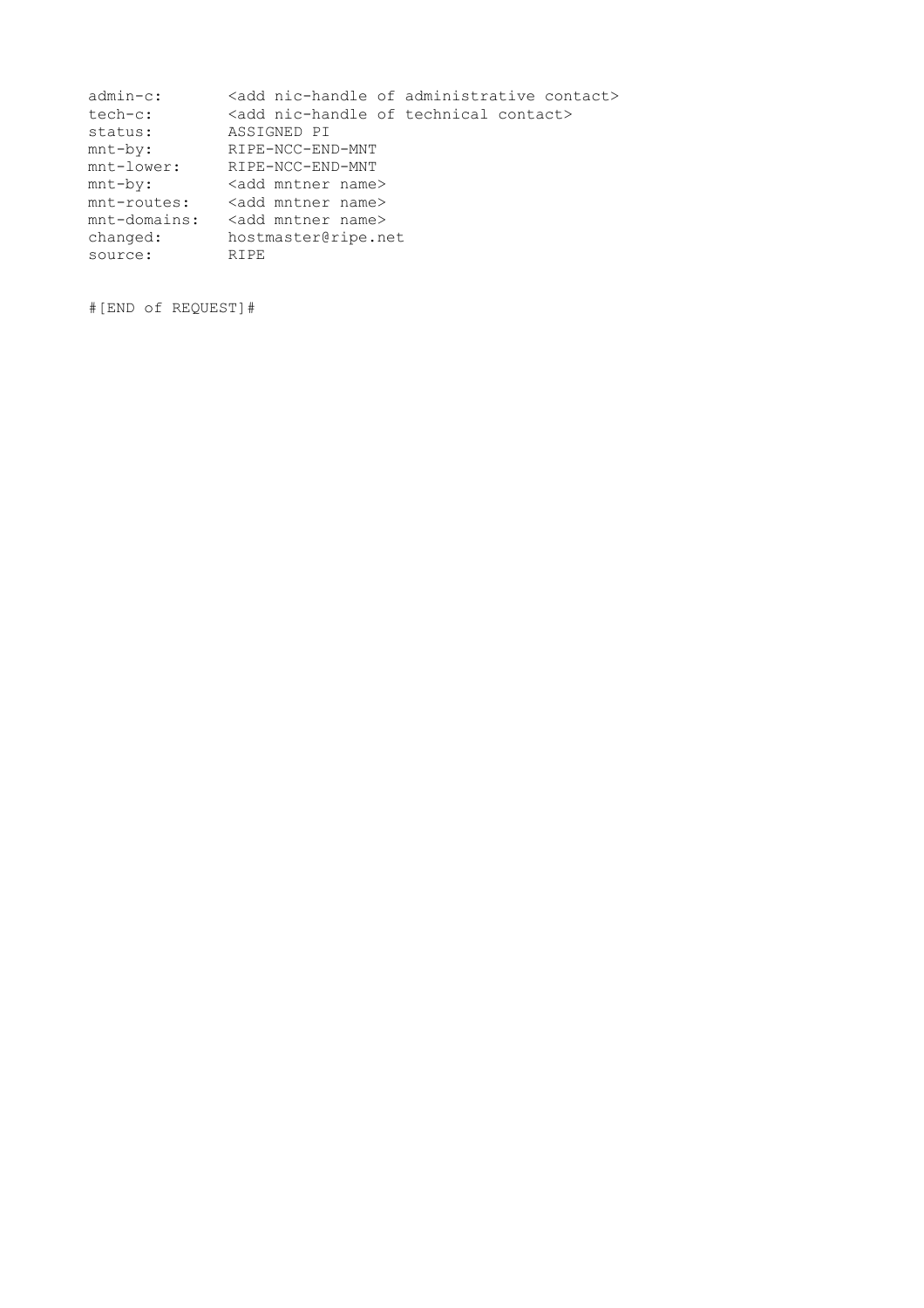```
admin-c:       <add nic-handle of administrative contact>
tech-c:        <add nic-handle of technical contact>
status:        ASSIGNED PI
mnt-by:        RIPE-NCC-END-MNT
mnt-lower:     RIPE-NCC-END-MNT
mnt-by:        <add mntner name>
mnt-routes:    <add mntner name>
mnt-domains:   <add mntner name>
changed:       hostmaster@ripe.net
source:        RIPE
```

#[END of REQUEST]#